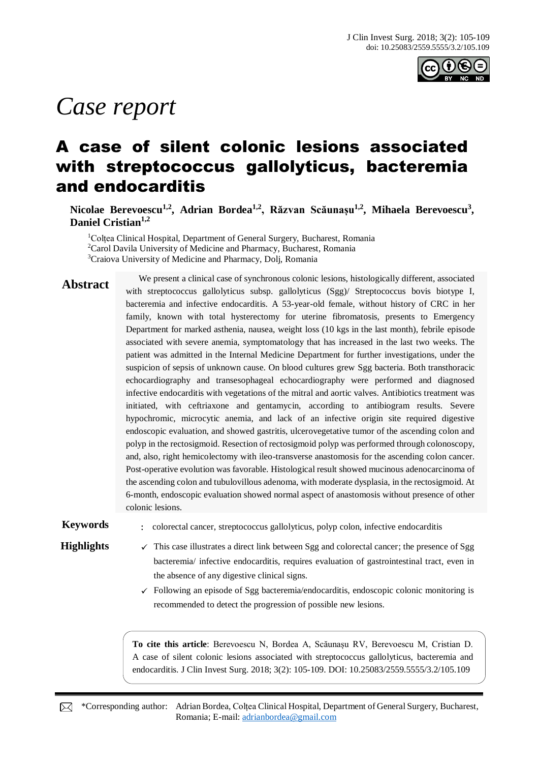*Case report*

# A case of silent colonic lesions associated with streptococcus gallolyticus, bacteremia and endocarditis

**Nicolae Berevoescu[1,2], Adrian Bordea[1,2], Răzvan Scăunașu[1,2], Mihaela Berevoescu[3], Daniel Cristian[1,2]**

[1]Colțea Clinical Hospital, Department of General Surgery, Bucharest, Romania
[2]Carol Davila University of Medicine and Pharmacy, Bucharest, Romania
[3]Craiova University of Medicine and Pharmacy, Dolj, Romania

## Abstract

We present a clinical case of synchronous colonic lesions, histologically different, associated with streptococcus gallolyticus subsp. gallolyticus (Sgg)/ Streptococcus bovis biotype I, bacteremia and infective endocarditis. A 53-year-old female, without history of CRC in her family, known with total hysterectomy for uterine fibromatosis, presents to Emergency Department for marked asthenia, nausea, weight loss (10 kgs in the last month), febrile episode associated with severe anemia, symptomatology that has increased in the last two weeks. The patient was admitted in the Internal Medicine Department for further investigations, under the suspicion of sepsis of unknown cause. On blood cultures grew Sgg bacteria. Both transthoracic echocardiography and transesophageal echocardiography were performed and diagnosed infective endocarditis with vegetations of the mitral and aortic valves. Antibiotics treatment was initiated, with ceftriaxone and gentamycin, according to antibiogram results. Severe hypochromic, microcytic anemia, and lack of an infective origin site required digestive endoscopic evaluation, and showed gastritis, ulcerovegetative tumor of the ascending colon and polyp in the rectosigmoid. Resection of rectosigmoid polyp was performed through colonoscopy, and, also, right hemicolectomy with ileo-transverse anastomosis for the ascending colon cancer. Post-operative evolution was favorable. Histological result showed mucinous adenocarcinoma of the ascending colon and tubulovillous adenoma, with moderate dysplasia, in the rectosigmoid. At 6-month, endoscopic evaluation showed normal aspect of anastomosis without presence of other colonic lesions.

**Keywords**: colorectal cancer, streptococcus gallolyticus, polyp colon, infective endocarditis

**Highlights**

- ✓ This case illustrates a direct link between Sgg and colorectal cancer; the presence of Sgg bacteremia/ infective endocarditis, requires evaluation of gastrointestinal tract, even in the absence of any digestive clinical signs.
- ✓ Following an episode of Sgg bacteremia/endocarditis, endoscopic colonic monitoring is recommended to detect the progression of possible new lesions.

**To cite this article**: Berevoescu N, Bordea A, Scăunașu RV, Berevoescu M, Cristian D. A case of silent colonic lesions associated with streptococcus gallolyticus, bacteremia and endocarditis. J Clin Invest Surg. 2018; 3(2): 105-109. DOI: 10.25083/2559.5555/3.2/105.109

*Corresponding author: Adrian Bordea, Colțea Clinical Hospital, Department of General Surgery, Bucharest, Romania; E-mail: adrianbordea@gmail.com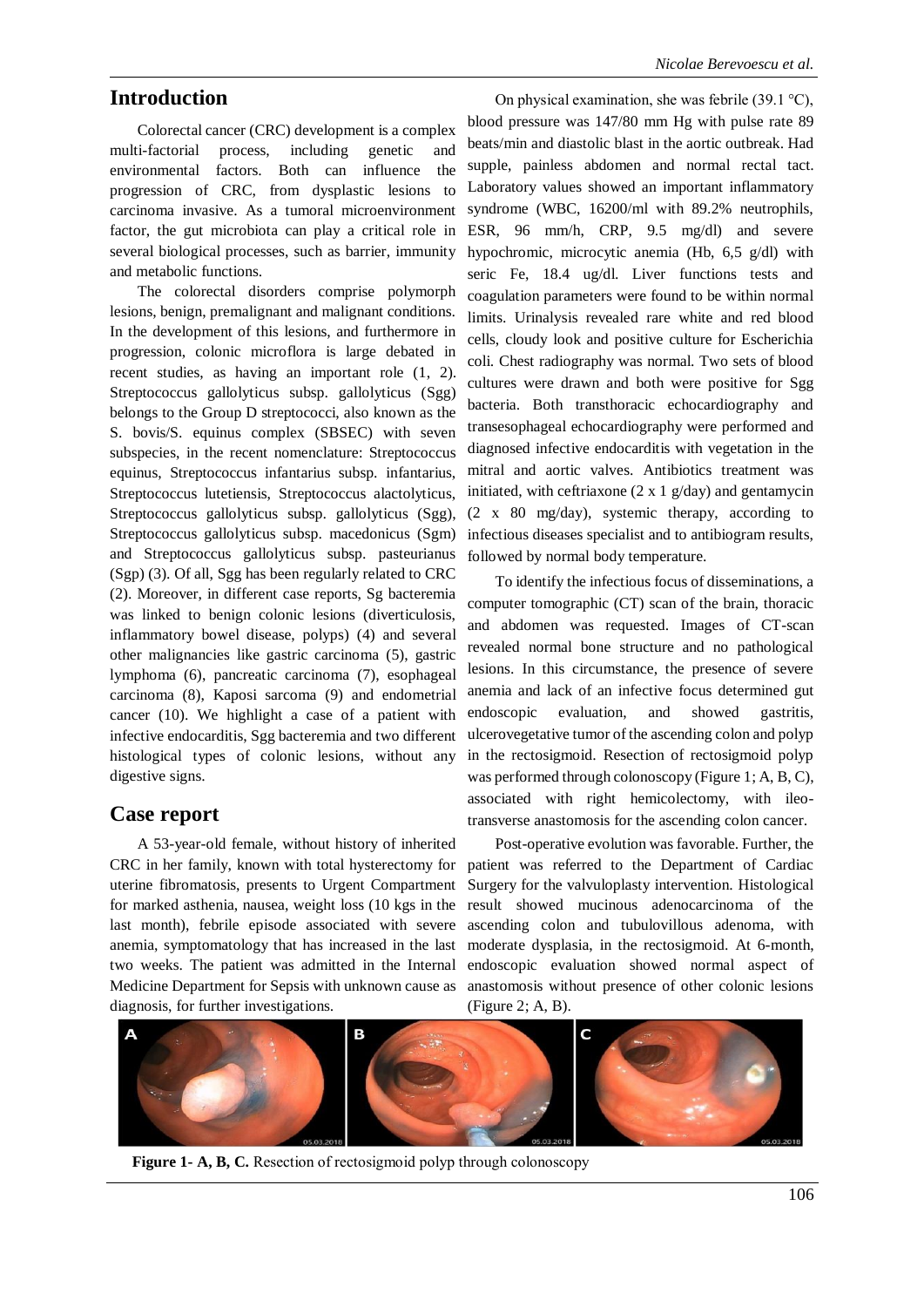## Introduction

Colorectal cancer (CRC) development is a complex multi-factorial process, including genetic and environmental factors. Both can influence the progression of CRC, from dysplastic lesions to carcinoma invasive. As a tumoral microenvironment factor, the gut microbiota can play a critical role in several biological processes, such as barrier, immunity and metabolic functions.

The colorectal disorders comprise polymorph lesions, benign, premalignant and malignant conditions. In the development of this lesions, and furthermore in progression, colonic microflora is large debated in recent studies, as having an important role (1, 2). Streptococcus gallolyticus subsp. gallolyticus (Sgg) belongs to the Group D streptococci, also known as the S. bovis/S. equinus complex (SBSEC) with seven subspecies, in the recent nomenclature: Streptococcus equinus, Streptococcus infantarius subsp. infantarius, Streptococcus lutetiensis, Streptococcus alactolyticus, Streptococcus gallolyticus subsp. gallolyticus (Sgg), Streptococcus gallolyticus subsp. macedonicus (Sgm) and Streptococcus gallolyticus subsp. pasteurianus (Sgp) (3). Of all, Sgg has been regularly related to CRC (2). Moreover, in different case reports, Sg bacteremia was linked to benign colonic lesions (diverticulosis, inflammatory bowel disease, polyps) (4) and several other malignancies like gastric carcinoma (5), gastric lymphoma (6), pancreatic carcinoma (7), esophageal carcinoma (8), Kaposi sarcoma (9) and endometrial cancer (10). We highlight a case of a patient with infective endocarditis, Sgg bacteremia and two different histological types of colonic lesions, without any digestive signs.

## Case report

A 53-year-old female, without history of inherited CRC in her family, known with total hysterectomy for uterine fibromatosis, presents to Urgent Compartment for marked asthenia, nausea, weight loss (10 kgs in the last month), febrile episode associated with severe anemia, symptomatology that has increased in the last two weeks. The patient was admitted in the Internal Medicine Department for Sepsis with unknown cause as diagnosis, for further investigations.

On physical examination, she was febrile (39.1 °C), blood pressure was 147/80 mm Hg with pulse rate 89 beats/min and diastolic blast in the aortic outbreak. Had supple, painless abdomen and normal rectal tact. Laboratory values showed an important inflammatory syndrome (WBC, 16200/ml with 89.2% neutrophils, ESR, 96 mm/h, CRP, 9.5 mg/dl) and severe hypochromic, microcytic anemia (Hb, 6,5 g/dl) with seric Fe, 18.4 ug/dl. Liver functions tests and coagulation parameters were found to be within normal limits. Urinalysis revealed rare white and red blood cells, cloudy look and positive culture for Escherichia coli. Chest radiography was normal. Two sets of blood cultures were drawn and both were positive for Sgg bacteria. Both transthoracic echocardiography and transesophageal echocardiography were performed and diagnosed infective endocarditis with vegetation in the mitral and aortic valves. Antibiotics treatment was initiated, with ceftriaxone (2 x 1 g/day) and gentamycin (2 x 80 mg/day), systemic therapy, according to infectious diseases specialist and to antibiogram results, followed by normal body temperature.

To identify the infectious focus of disseminations, a computer tomographic (CT) scan of the brain, thoracic and abdomen was requested. Images of CT-scan revealed normal bone structure and no pathological lesions. In this circumstance, the presence of severe anemia and lack of an infective focus determined gut endoscopic evaluation, and showed gastritis, ulcerovegetative tumor of the ascending colon and polyp in the rectosigmoid. Resection of rectosigmoid polyp was performed through colonoscopy (Figure 1; A, B, C), associated with right hemicolectomy, with ileo-transverse anastomosis for the ascending colon cancer.

Post-operative evolution was favorable. Further, the patient was referred to the Department of Cardiac Surgery for the valvuloplasty intervention. Histological result showed mucinous adenocarcinoma of the ascending colon and tubulovillous adenoma, with moderate dysplasia, in the rectosigmoid. At 6-month, endoscopic evaluation showed normal aspect of anastomosis without presence of other colonic lesions (Figure 2; A, B).

**Figure 1- A, B, C.** Resection of rectosigmoid polyp through colonoscopy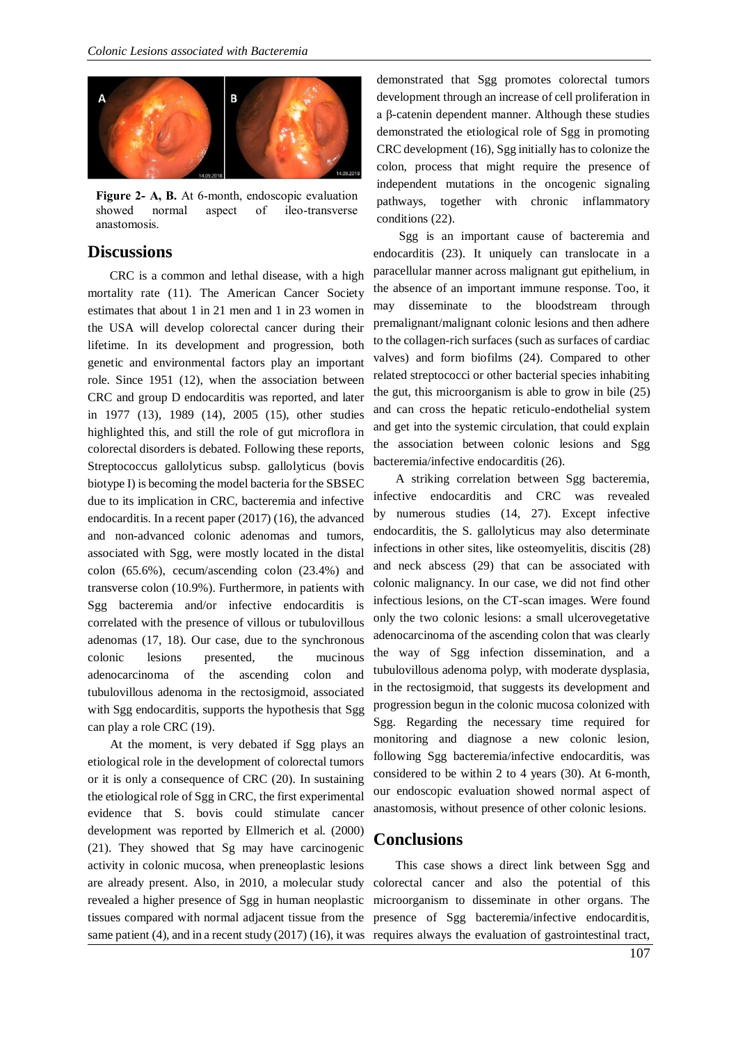**Figure 2- A, B.** At 6-month, endoscopic evaluation showed normal aspect of ileo-transverse anastomosis.

## Discussions

CRC is a common and lethal disease, with a high mortality rate (11). The American Cancer Society estimates that about 1 in 21 men and 1 in 23 women in the USA will develop colorectal cancer during their lifetime. In its development and progression, both genetic and environmental factors play an important role. Since 1951 (12), when the association between CRC and group D endocarditis was reported, and later in 1977 (13), 1989 (14), 2005 (15), other studies highlighted this, and still the role of gut microflora in colorectal disorders is debated. Following these reports, Streptococcus gallolyticus subsp. gallolyticus (bovis biotype I) is becoming the model bacteria for the SBSEC due to its implication in CRC, bacteremia and infective endocarditis. In a recent paper (2017) (16), the advanced and non-advanced colonic adenomas and tumors, associated with Sgg, were mostly located in the distal colon (65.6%), cecum/ascending colon (23.4%) and transverse colon (10.9%). Furthermore, in patients with Sgg bacteremia and/or infective endocarditis is correlated with the presence of villous or tubulovillous adenomas (17, 18). Our case, due to the synchronous colonic lesions presented, the mucinous adenocarcinoma of the ascending colon and tubulovillous adenoma in the rectosigmoid, associated with Sgg endocarditis, supports the hypothesis that Sgg can play a role CRC (19).

At the moment, is very debated if Sgg plays an etiological role in the development of colorectal tumors or it is only a consequence of CRC (20). In sustaining the etiological role of Sgg in CRC, the first experimental evidence that S. bovis could stimulate cancer development was reported by Ellmerich et al. (2000) (21). They showed that Sg may have carcinogenic activity in colonic mucosa, when preneoplastic lesions are already present. Also, in 2010, a molecular study revealed a higher presence of Sgg in human neoplastic tissues compared with normal adjacent tissue from the same patient (4), and in a recent study (2017) (16), it was demonstrated that Sgg promotes colorectal tumors development through an increase of cell proliferation in a β-catenin dependent manner. Although these studies demonstrated the etiological role of Sgg in promoting CRC development (16), Sgg initially has to colonize the colon, process that might require the presence of independent mutations in the oncogenic signaling pathways, together with chronic inflammatory conditions (22).

Sgg is an important cause of bacteremia and endocarditis (23). It uniquely can translocate in a paracellular manner across malignant gut epithelium, in the absence of an important immune response. Too, it may disseminate to the bloodstream through premalignant/malignant colonic lesions and then adhere to the collagen-rich surfaces (such as surfaces of cardiac valves) and form biofilms (24). Compared to other related streptococci or other bacterial species inhabiting the gut, this microorganism is able to grow in bile (25) and can cross the hepatic reticulo-endothelial system and get into the systemic circulation, that could explain the association between colonic lesions and Sgg bacteremia/infective endocarditis (26).

A striking correlation between Sgg bacteremia, infective endocarditis and CRC was revealed by numerous studies (14, 27). Except infective endocarditis, the S. gallolyticus may also determinate infections in other sites, like osteomyelitis, discitis (28) and neck abscess (29) that can be associated with colonic malignancy. In our case, we did not find other infectious lesions, on the CT-scan images. Were found only the two colonic lesions: a small ulcerovegetative adenocarcinoma of the ascending colon that was clearly the way of Sgg infection dissemination, and a tubulovillous adenoma polyp, with moderate dysplasia, in the rectosigmoid, that suggests its development and progression begun in the colonic mucosa colonized with Sgg. Regarding the necessary time required for monitoring and diagnose a new colonic lesion, following Sgg bacteremia/infective endocarditis, was considered to be within 2 to 4 years (30). At 6-month, our endoscopic evaluation showed normal aspect of anastomosis, without presence of other colonic lesions.

## Conclusions

This case shows a direct link between Sgg and colorectal cancer and also the potential of this microorganism to disseminate in other organs. The presence of Sgg bacteremia/infective endocarditis, requires always the evaluation of gastrointestinal tract,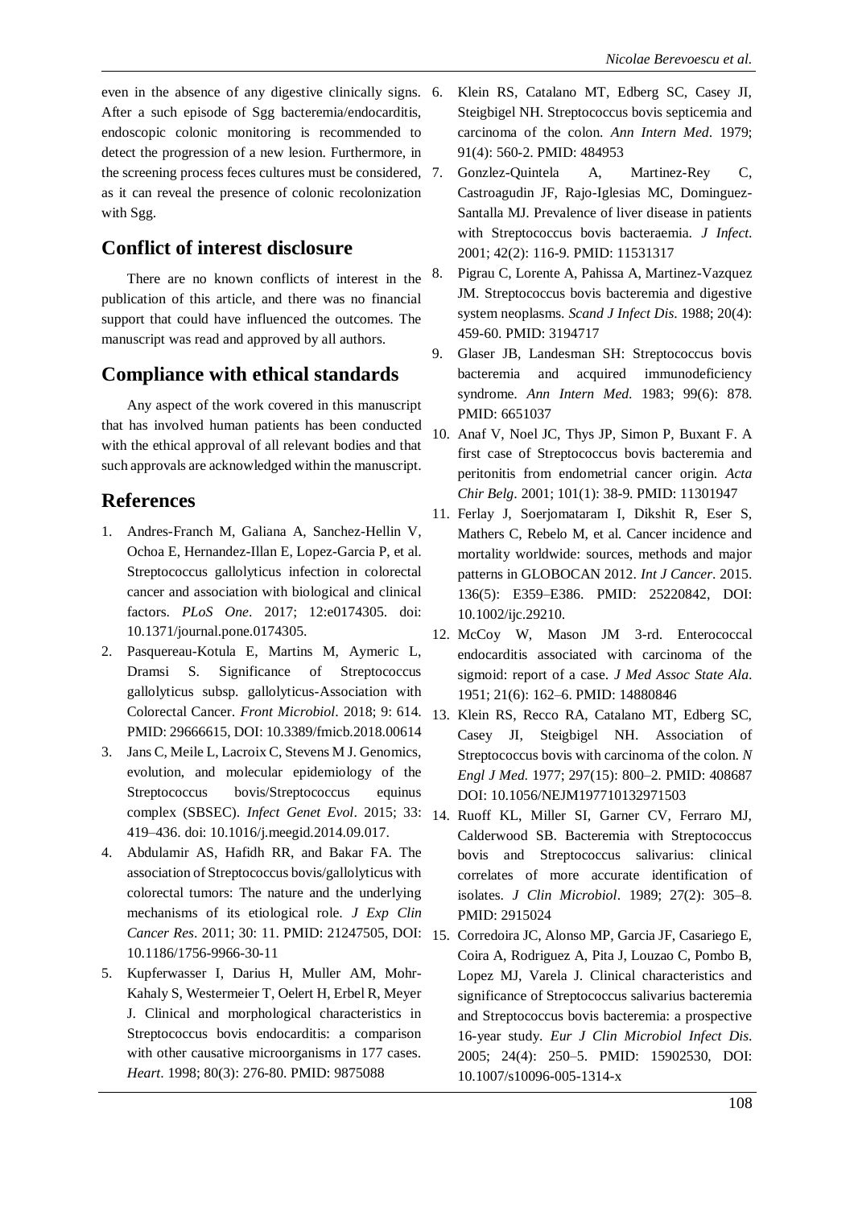even in the absence of any digestive clinically signs. After a such episode of Sgg bacteremia/endocarditis, endoscopic colonic monitoring is recommended to detect the progression of a new lesion. Furthermore, in the screening process feces cultures must be considered, as it can reveal the presence of colonic recolonization with Sgg.

## Conflict of interest disclosure

There are no known conflicts of interest in the publication of this article, and there was no financial support that could have influenced the outcomes. The manuscript was read and approved by all authors.

## Compliance with ethical standards

Any aspect of the work covered in this manuscript that has involved human patients has been conducted with the ethical approval of all relevant bodies and that such approvals are acknowledged within the manuscript.

## References

1. Andres-Franch M, Galiana A, Sanchez-Hellin V, Ochoa E, Hernandez-Illan E, Lopez-Garcia P, et al. Streptococcus gallolyticus infection in colorectal cancer and association with biological and clinical factors. *PLoS One*. 2017; 12:e0174305. doi: 10.1371/journal.pone.0174305.
2. Pasquereau-Kotula E, Martins M, Aymeric L, Dramsi S. Significance of Streptococcus gallolyticus subsp. gallolyticus-Association with Colorectal Cancer. *Front Microbiol*. 2018; 9: 614. PMID: 29666615, DOI: 10.3389/fmicb.2018.00614
3. Jans C, Meile L, Lacroix C, Stevens M J. Genomics, evolution, and molecular epidemiology of the Streptococcus bovis/Streptococcus equinus complex (SBSEC). *Infect Genet Evol*. 2015; 33: 419–436. doi: 10.1016/j.meegid.2014.09.017.
4. Abdulamir AS, Hafidh RR, and Bakar FA. The association of Streptococcus bovis/gallolyticus with colorectal tumors: The nature and the underlying mechanisms of its etiological role. *J Exp Clin Cancer Res*. 2011; 30: 11. PMID: 21247505, DOI: 10.1186/1756-9966-30-11
5. Kupferwasser I, Darius H, Muller AM, Mohr-Kahaly S, Westermeier T, Oelert H, Erbel R, Meyer J. Clinical and morphological characteristics in Streptococcus bovis endocarditis: a comparison with other causative microorganisms in 177 cases. *Heart*. 1998; 80(3): 276-80. PMID: 9875088
6. Klein RS, Catalano MT, Edberg SC, Casey JI, Steigbigel NH. Streptococcus bovis septicemia and carcinoma of the colon. *Ann Intern Med*. 1979; 91(4): 560-2. PMID: 484953
7. Gonzlez-Quintela A, Martinez-Rey C, Castroagudin JF, Rajo-Iglesias MC, Dominguez-Santalla MJ. Prevalence of liver disease in patients with Streptococcus bovis bacteraemia. *J Infect*. 2001; 42(2): 116-9. PMID: 11531317
8. Pigrau C, Lorente A, Pahissa A, Martinez-Vazquez JM. Streptococcus bovis bacteremia and digestive system neoplasms. *Scand J Infect Dis*. 1988; 20(4): 459-60. PMID: 3194717
9. Glaser JB, Landesman SH: Streptococcus bovis bacteremia and acquired immunodeficiency syndrome. *Ann Intern Med*. 1983; 99(6): 878. PMID: 6651037
10. Anaf V, Noel JC, Thys JP, Simon P, Buxant F. A first case of Streptococcus bovis bacteremia and peritonitis from endometrial cancer origin. *Acta Chir Belg*. 2001; 101(1): 38-9. PMID: 11301947
11. Ferlay J, Soerjomataram I, Dikshit R, Eser S, Mathers C, Rebelo M, et al. Cancer incidence and mortality worldwide: sources, methods and major patterns in GLOBOCAN 2012. *Int J Cancer*. 2015. 136(5): E359–E386. PMID: 25220842, DOI: 10.1002/ijc.29210.
12. McCoy W, Mason JM 3-rd. Enterococcal endocarditis associated with carcinoma of the sigmoid: report of a case. *J Med Assoc State Ala*. 1951; 21(6): 162–6. PMID: 14880846
13. Klein RS, Recco RA, Catalano MT, Edberg SC, Casey JI, Steigbigel NH. Association of Streptococcus bovis with carcinoma of the colon. *N Engl J Med*. 1977; 297(15): 800–2. PMID: 408687 DOI: 10.1056/NEJM197710132971503
14. Ruoff KL, Miller SI, Garner CV, Ferraro MJ, Calderwood SB. Bacteremia with Streptococcus bovis and Streptococcus salivarius: clinical correlates of more accurate identification of isolates. *J Clin Microbiol*. 1989; 27(2): 305–8. PMID: 2915024
15. Corredoira JC, Alonso MP, Garcia JF, Casariego E, Coira A, Rodriguez A, Pita J, Louzao C, Pombo B, Lopez MJ, Varela J. Clinical characteristics and significance of Streptococcus salivarius bacteremia and Streptococcus bovis bacteremia: a prospective 16-year study. *Eur J Clin Microbiol Infect Dis*. 2005; 24(4): 250–5. PMID: 15902530, DOI: 10.1007/s10096-005-1314-x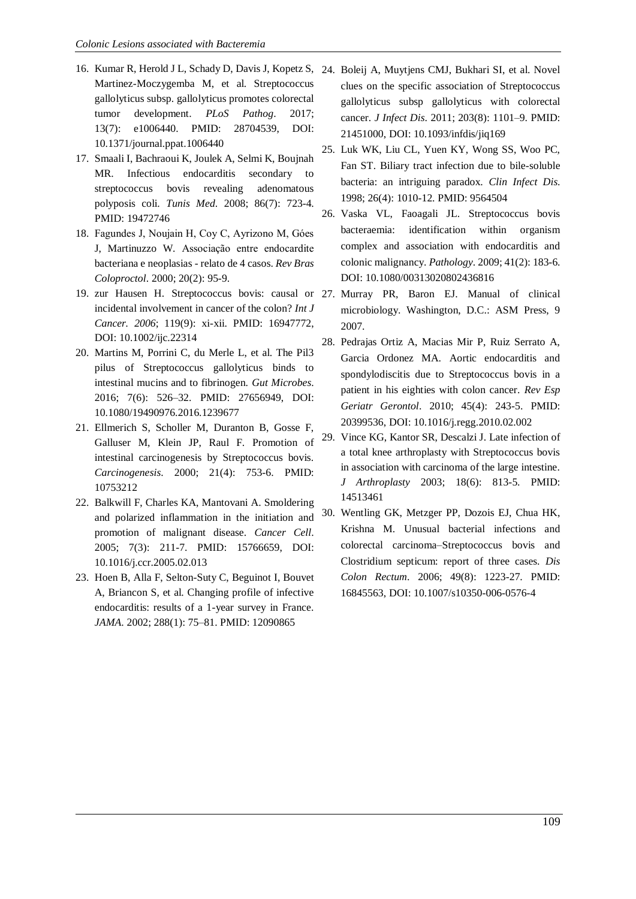16. Kumar R, Herold J L, Schady D, Davis J, Kopetz S, Martinez-Moczygemba M, et al. Streptococcus gallolyticus subsp. gallolyticus promotes colorectal tumor development. *PLoS Pathog*. 2017; 13(7): e1006440. PMID: 28704539, DOI: 10.1371/journal.ppat.1006440
17. Smaali I, Bachraoui K, Joulek A, Selmi K, Boujnah MR. Infectious endocarditis secondary to streptococcus bovis revealing adenomatous polyposis coli. *Tunis Med*. 2008; 86(7): 723-4. PMID: 19472746
18. Fagundes J, Noujain H, Coy C, Ayrizono M, Góes J, Martinuzzo W. Associação entre endocardite bacteriana e neoplasias - relato de 4 casos. *Rev Bras Coloproctol*. 2000; 20(2): 95-9.
19. zur Hausen H. Streptococcus bovis: causal or incidental involvement in cancer of the colon? *Int J Cancer. 2006*; 119(9): xi-xii. PMID: 16947772, DOI: 10.1002/ijc.22314
20. Martins M, Porrini C, du Merle L, et al. The Pil3 pilus of Streptococcus gallolyticus binds to intestinal mucins and to fibrinogen. *Gut Microbes*. 2016; 7(6): 526–32. PMID: 27656949, DOI: 10.1080/19490976.2016.1239677
21. Ellmerich S, Scholler M, Duranton B, Gosse F, Galluser M, Klein JP, Raul F. Promotion of intestinal carcinogenesis by Streptococcus bovis. *Carcinogenesis*. 2000; 21(4): 753-6. PMID: 10753212
22. Balkwill F, Charles KA, Mantovani A. Smoldering and polarized inflammation in the initiation and promotion of malignant disease. *Cancer Cell*. 2005; 7(3): 211-7. PMID: 15766659, DOI: 10.1016/j.ccr.2005.02.013
23. Hoen B, Alla F, Selton-Suty C, Beguinot I, Bouvet A, Briancon S, et al. Changing profile of infective endocarditis: results of a 1-year survey in France. *JAMA*. 2002; 288(1): 75–81. PMID: 12090865
24. Boleij A, Muytjens CMJ, Bukhari SI, et al. Novel clues on the specific association of Streptococcus gallolyticus subsp gallolyticus with colorectal cancer. *J Infect Dis*. 2011; 203(8): 1101–9. PMID: 21451000, DOI: 10.1093/infdis/jiq169
25. Luk WK, Liu CL, Yuen KY, Wong SS, Woo PC, Fan ST. Biliary tract infection due to bile-soluble bacteria: an intriguing paradox. *Clin Infect Dis*. 1998; 26(4): 1010-12. PMID: 9564504
26. Vaska VL, Faoagali JL. Streptococcus bovis bacteraemia: identification within organism complex and association with endocarditis and colonic malignancy. *Pathology*. 2009; 41(2): 183-6. DOI: 10.1080/00313020802436816
27. Murray PR, Baron EJ. Manual of clinical microbiology. Washington, D.C.: ASM Press, 9 2007.
28. Pedrajas Ortiz A, Macias Mir P, Ruiz Serrato A, Garcia Ordonez MA. Aortic endocarditis and spondylodiscitis due to Streptococcus bovis in a patient in his eighties with colon cancer. *Rev Esp Geriatr Gerontol*. 2010; 45(4): 243-5. PMID: 20399536, DOI: 10.1016/j.regg.2010.02.002
29. Vince KG, Kantor SR, Descalzi J. Late infection of a total knee arthroplasty with Streptococcus bovis in association with carcinoma of the large intestine. *J Arthroplasty* 2003; 18(6): 813-5. PMID: 14513461
30. Wentling GK, Metzger PP, Dozois EJ, Chua HK, Krishna M. Unusual bacterial infections and colorectal carcinoma–Streptococcus bovis and Clostridium septicum: report of three cases. *Dis Colon Rectum*. 2006; 49(8): 1223-27. PMID: 16845563, DOI: 10.1007/s10350-006-0576-4